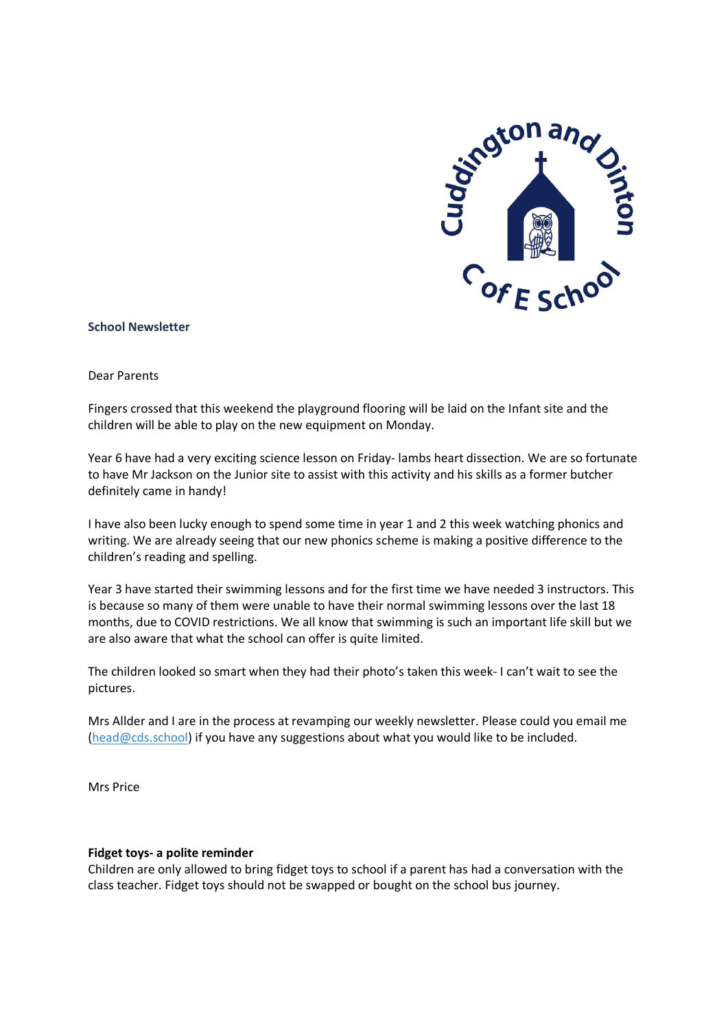**School Newsletter**

Dear Parents

Fingers crossed that this weekend the playground flooring will be laid on the Infant site and the children will be able to play on the new equipment on Monday.

Year 6 have had a very exciting science lesson on Friday- lambs heart dissection. We are so fortunate to have Mr Jackson on the Junior site to assist with this activity and his skills as a former butcher definitely came in handy!

I have also been lucky enough to spend some time in year 1 and 2 this week watching phonics and writing. We are already seeing that our new phonics scheme is making a positive difference to the children's reading and spelling.

Year 3 have started their swimming lessons and for the first time we have needed 3 instructors. This is because so many of them were unable to have their normal swimming lessons over the last 18 months, due to COVID restrictions. We all know that swimming is such an important life skill but we are also aware that what the school can offer is quite limited.

The children looked so smart when they had their photo's taken this week- I can't wait to see the pictures.

Mrs Allder and I are in the process at revamping our weekly newsletter. Please could you email me (head@cds.school) if you have any suggestions about what you would like to be included.

Mrs Price

**Fidget toys- a polite reminder**

Children are only allowed to bring fidget toys to school if a parent has had a conversation with the class teacher. Fidget toys should not be swapped or bought on the school bus journey.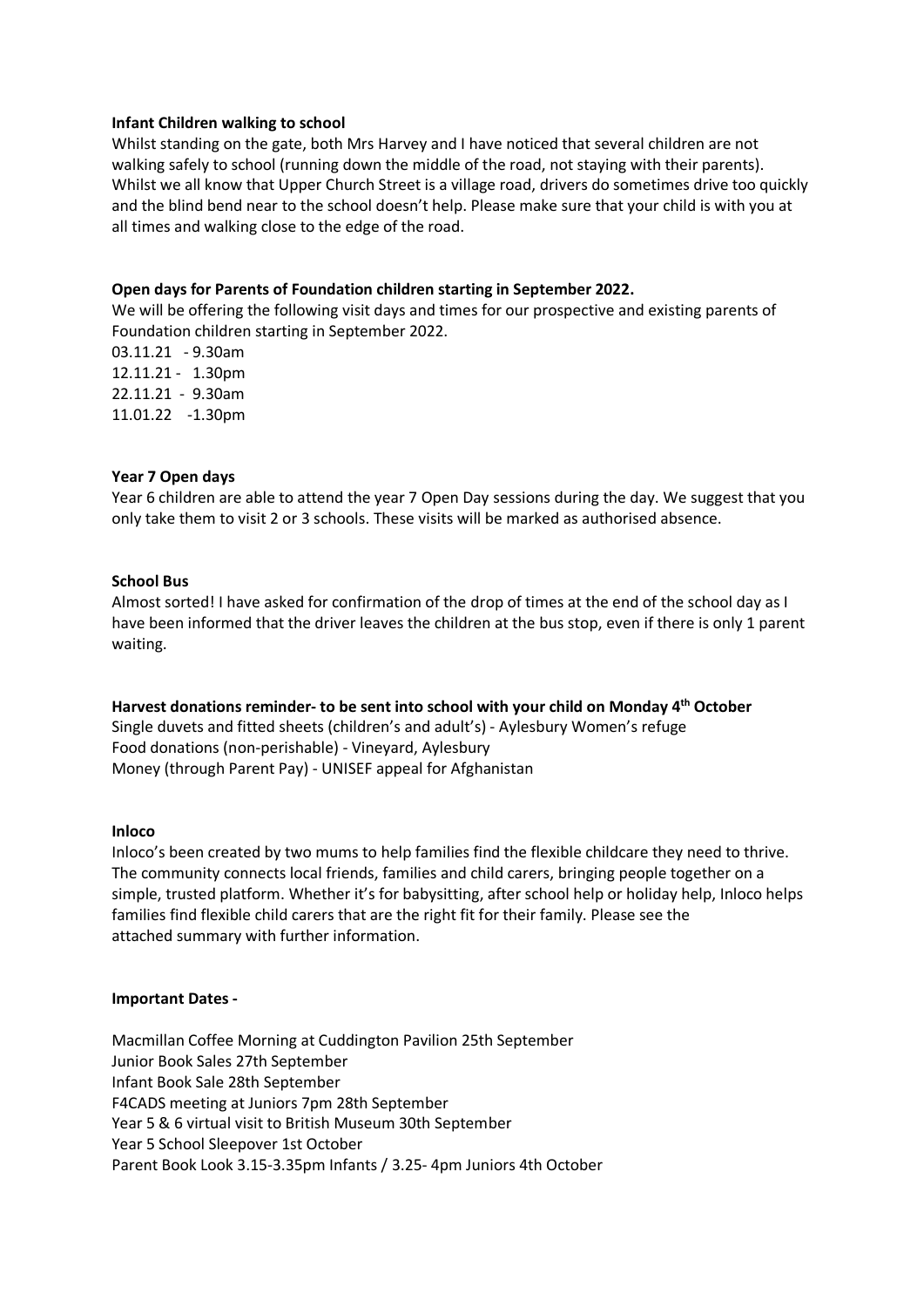**Infant Children walking to school**

Whilst standing on the gate, both Mrs Harvey and I have noticed that several children are not walking safely to school (running down the middle of the road, not staying with their parents). Whilst we all know that Upper Church Street is a village road, drivers do sometimes drive too quickly and the blind bend near to the school doesn't help. Please make sure that your child is with you at all times and walking close to the edge of the road.

**Open days for Parents of Foundation children starting in September 2022.**

We will be offering the following visit days and times for our prospective and existing parents of Foundation children starting in September 2022.

03.11.21 - 9.30am
12.11.21 - 1.30pm
22.11.21 - 9.30am
11.01.22 -1.30pm

**Year 7 Open days**

Year 6 children are able to attend the year 7 Open Day sessions during the day. We suggest that you only take them to visit 2 or 3 schools. These visits will be marked as authorised absence.

**School Bus**

Almost sorted! I have asked for confirmation of the drop of times at the end of the school day as I have been informed that the driver leaves the children at the bus stop, even if there is only 1 parent waiting.

**Harvest donations reminder- to be sent into school with your child on Monday 4th October**

Single duvets and fitted sheets (children's and adult's) - Aylesbury Women's refuge
Food donations (non-perishable) - Vineyard, Aylesbury
Money (through Parent Pay) - UNISEF appeal for Afghanistan

**Inloco**

Inloco's been created by two mums to help families find the flexible childcare they need to thrive. The community connects local friends, families and child carers, bringing people together on a simple, trusted platform. Whether it's for babysitting, after school help or holiday help, Inloco helps families find flexible child carers that are the right fit for their family. Please see the attached summary with further information.

**Important Dates -**

Macmillan Coffee Morning at Cuddington Pavilion 25th September
Junior Book Sales 27th September
Infant Book Sale 28th September
F4CADS meeting at Juniors 7pm 28th September
Year 5 & 6 virtual visit to British Museum 30th September
Year 5 School Sleepover 1st October
Parent Book Look 3.15-3.35pm Infants / 3.25- 4pm Juniors 4th October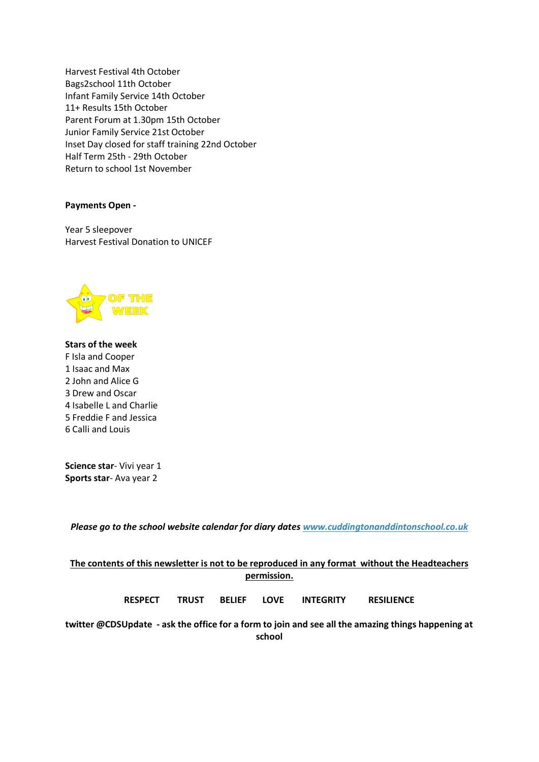Harvest Festival 4th October
Bags2school 11th October
Infant Family Service 14th October
11+ Results 15th October
Parent Forum at 1.30pm 15th October
Junior Family Service 21st October
Inset Day closed for staff training 22nd October
Half Term 25th - 29th October
Return to school 1st November

**Payments Open -**

Year 5 sleepover
Harvest Festival Donation to UNICEF

**Stars of the week**
F Isla and Cooper
1 Isaac and Max
2 John and Alice G
3 Drew and Oscar
4 Isabelle L and Charlie
5 Freddie F and Jessica
6 Calli and Louis

**Science star**- Vivi year 1
**Sports star**- Ava year 2

***Please go to the school website calendar for diary dates*** ***www.cuddingtonanddintonschool.co.uk***

**The contents of this newsletter is not to be reproduced in any format without the Headteachers permission.**

**RESPECT TRUST BELIEF LOVE INTEGRITY RESILIENCE**

**twitter @CDSUpdate - ask the office for a form to join and see all the amazing things happening at school**